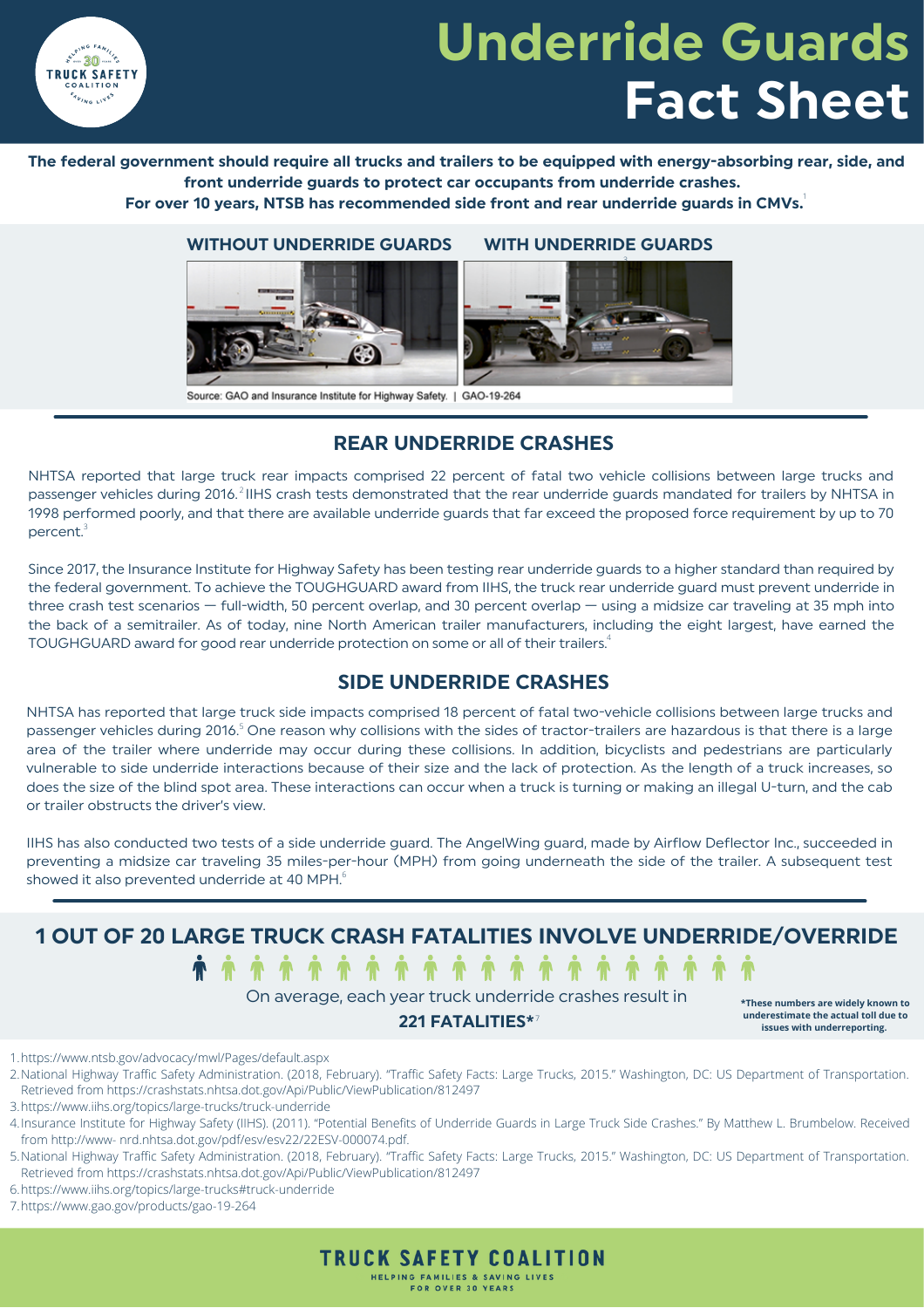# Underride Guards Fact Sheet

**The federal government should require all trucks and trailers to be equipped with energy-absorbing rear, side, and front underride guards to protect car occupants from underride crashes.**

**For over 10 years, NTSB has recommended side front and rear underride guards in CMVs.**[1]

**WITHOUT UNDERRIDE GUARDS** **WITH UNDERRIDE GUARDS**

Source: GAO and Insurance Institute for Highway Safety. | GAO-19-264

## REAR UNDERRIDE CRASHES

NHTSA reported that large truck rear impacts comprised 22 percent of fatal two vehicle collisions between large trucks and passenger vehicles during 2016.[2] IIHS crash tests demonstrated that the rear underride guards mandated for trailers by NHTSA in 1998 performed poorly, and that there are available underride guards that far exceed the proposed force requirement by up to 70 percent.[3]

Since 2017, the Insurance Institute for Highway Safety has been testing rear underride guards to a higher standard than required by the federal government. To achieve the TOUGHGUARD award from IIHS, the truck rear underride guard must prevent underride in three crash test scenarios — full-width, 50 percent overlap, and 30 percent overlap — using a midsize car traveling at 35 mph into the back of a semitrailer. As of today, nine North American trailer manufacturers, including the eight largest, have earned the TOUGHGUARD award for good rear underride protection on some or all of their trailers.[4]

## SIDE UNDERRIDE CRASHES

NHTSA has reported that large truck side impacts comprised 18 percent of fatal two-vehicle collisions between large trucks and passenger vehicles during 2016.[5] One reason why collisions with the sides of tractor-trailers are hazardous is that there is a large area of the trailer where underride may occur during these collisions. In addition, bicyclists and pedestrians are particularly vulnerable to side underride interactions because of their size and the lack of protection. As the length of a truck increases, so does the size of the blind spot area. These interactions can occur when a truck is turning or making an illegal U-turn, and the cab or trailer obstructs the driver's view.

IIHS has also conducted two tests of a side underride guard. The AngelWing guard, made by Airflow Deflector Inc., succeeded in preventing a midsize car traveling 35 miles-per-hour (MPH) from going underneath the side of the trailer. A subsequent test showed it also prevented underride at 40 MPH.[6]

## 1 OUT OF 20 LARGE TRUCK CRASH FATALITIES INVOLVE UNDERRIDE/OVERRIDE

On average, each year truck underride crashes result in

**221 FATALITIES***[7]

***These numbers are widely known to underestimate the actual toll due to issues with underreporting.**

1. https://www.ntsb.gov/advocacy/mwl/Pages/default.aspx
2. National Highway Traffic Safety Administration. (2018, February). "Traffic Safety Facts: Large Trucks, 2015." Washington, DC: US Department of Transportation. Retrieved from https://crashstats.nhtsa.dot.gov/Api/Public/ViewPublication/812497
3. https://www.iihs.org/topics/large-trucks/truck-underride
4. Insurance Institute for Highway Safety (IIHS). (2011). "Potential Benefits of Underride Guards in Large Truck Side Crashes." By Matthew L. Brumbelow. Received from http://www- nrd.nhtsa.dot.gov/pdf/esv/esv22/22ESV-000074.pdf.
5. National Highway Traffic Safety Administration. (2018, February). "Traffic Safety Facts: Large Trucks, 2015." Washington, DC: US Department of Transportation. Retrieved from https://crashstats.nhtsa.dot.gov/Api/Public/ViewPublication/812497
6. https://www.iihs.org/topics/large-trucks#truck-underride
7. https://www.gao.gov/products/gao-19-264

TRUCK SAFETY COALITION
HELPING FAMILIES & SAVING LIVES
FOR OVER 30 YEARS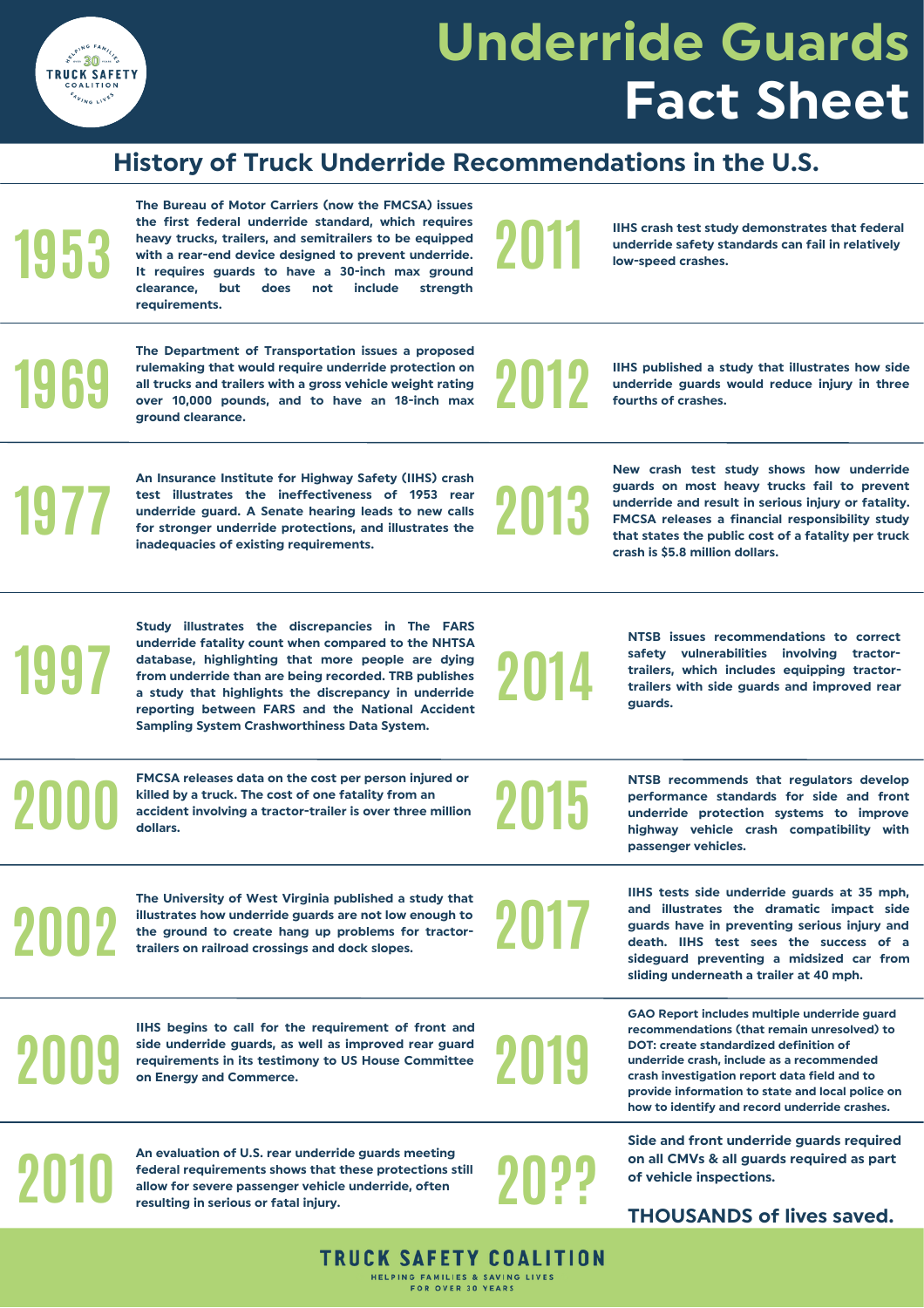# Underride Guards Fact Sheet

## History of Truck Underride Recommendations in the U.S.

**1953**

**The Bureau of Motor Carriers (now the FMCSA) issues the first federal underride standard, which requires heavy trucks, trailers, and semitrailers to be equipped with a rear-end device designed to prevent underride. It requires guards to have a 30-inch max ground clearance, but does not include strength requirements.**

**1969**

**The Department of Transportation issues a proposed rulemaking that would require underride protection on all trucks and trailers with a gross vehicle weight rating over 10,000 pounds, and to have an 18-inch max ground clearance.**

**1977**

**An Insurance Institute for Highway Safety (IIHS) crash test illustrates the ineffectiveness of 1953 rear underride guard. A Senate hearing leads to new calls for stronger underride protections, and illustrates the inadequacies of existing requirements.**

**1997**

**Study illustrates the discrepancies in The FARS underride fatality count when compared to the NHTSA database, highlighting that more people are dying from underride than are being recorded. TRB publishes a study that highlights the discrepancy in underride reporting between FARS and the National Accident Sampling System Crashworthiness Data System.**

**2000**

**FMCSA releases data on the cost per person injured or killed by a truck. The cost of one fatality from an accident involving a tractor-trailer is over three million dollars.**

**2002**

**The University of West Virginia published a study that illustrates how underride guards are not low enough to the ground to create hang up problems for tractor-trailers on railroad crossings and dock slopes.**

**2009**

**IIHS begins to call for the requirement of front and side underride guards, as well as improved rear guard requirements in its testimony to US House Committee on Energy and Commerce.**

**2010**

**An evaluation of U.S. rear underride guards meeting federal requirements shows that these protections still allow for severe passenger vehicle underride, often resulting in serious or fatal injury.**

**2011**

**IIHS crash test study demonstrates that federal underride safety standards can fail in relatively low-speed crashes.**

**2012**

**IIHS published a study that illustrates how side underride guards would reduce injury in three fourths of crashes.**

**2013**

**New crash test study shows how underride guards on most heavy trucks fail to prevent underride and result in serious injury or fatality. FMCSA releases a financial responsibility study that states the public cost of a fatality per truck crash is $5.8 million dollars.**

**2014**

**NTSB issues recommendations to correct safety vulnerabilities involving tractor-trailers, which includes equipping tractor-trailers with side guards and improved rear guards.**

**2015**

**NTSB recommends that regulators develop performance standards for side and front underride protection systems to improve highway vehicle crash compatibility with passenger vehicles.**

**2017**

**IIHS tests side underride guards at 35 mph, and illustrates the dramatic impact side guards have in preventing serious injury and death. IIHS test sees the success of a sideguard preventing a midsized car from sliding underneath a trailer at 40 mph.**

**2019**

**GAO Report includes multiple underride guard recommendations (that remain unresolved) to DOT: create standardized definition of underride crash, include as a recommended crash investigation report data field and to provide information to state and local police on how to identify and record underride crashes.**

**20??**

**Side and front underride guards required on all CMVs & all guards required as part of vehicle inspections.**

**THOUSANDS of lives saved.**

TRUCK SAFETY COALITION

HELPING FAMILIES & SAVING LIVES FOR OVER 30 YEARS